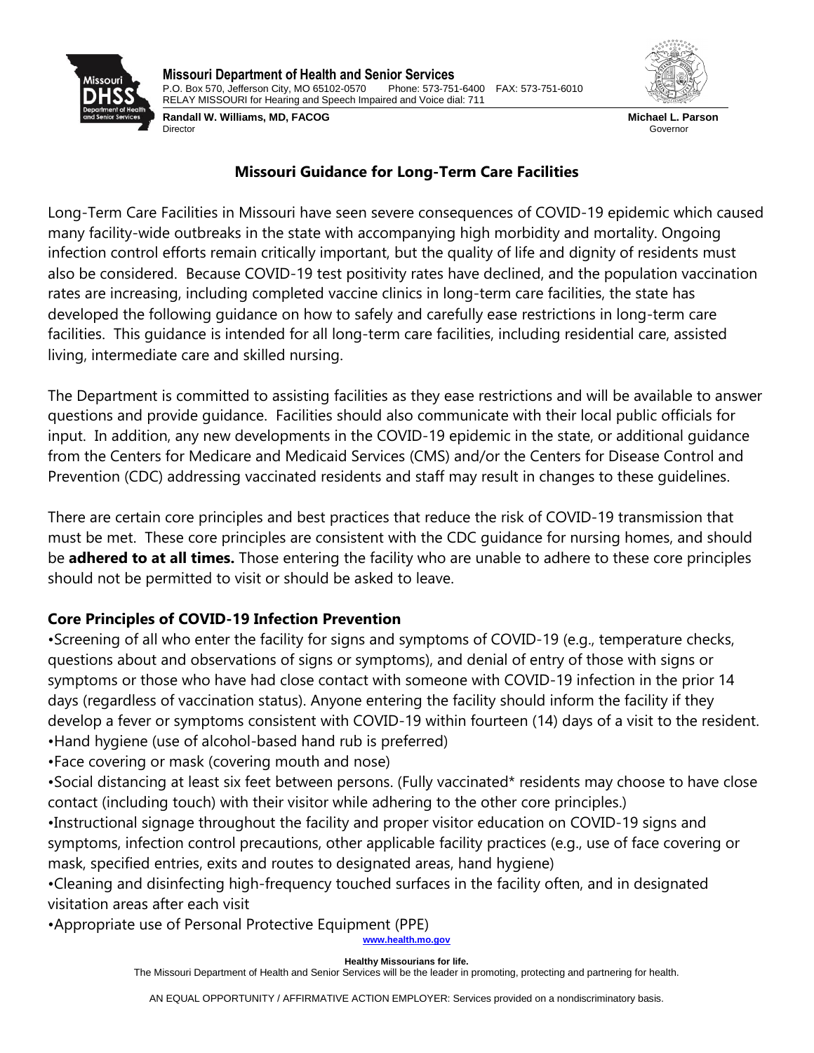**Missouri Department of Health and Senior Services**
P.O. Box 570, Jefferson City, MO 65102-0570 Phone: 573-751-6400 FAX: 573-751-6010
RELAY MISSOURI for Hearing and Speech Impaired and Voice dial: 711

**Randall W. Williams, MD, FACOG**
Director

**Michael L. Parson**
Governor

## Missouri Guidance for Long-Term Care Facilities

Long-Term Care Facilities in Missouri have seen severe consequences of COVID-19 epidemic which caused many facility-wide outbreaks in the state with accompanying high morbidity and mortality. Ongoing infection control efforts remain critically important, but the quality of life and dignity of residents must also be considered. Because COVID-19 test positivity rates have declined, and the population vaccination rates are increasing, including completed vaccine clinics in long-term care facilities, the state has developed the following guidance on how to safely and carefully ease restrictions in long-term care facilities. This guidance is intended for all long-term care facilities, including residential care, assisted living, intermediate care and skilled nursing.

The Department is committed to assisting facilities as they ease restrictions and will be available to answer questions and provide guidance. Facilities should also communicate with their local public officials for input. In addition, any new developments in the COVID-19 epidemic in the state, or additional guidance from the Centers for Medicare and Medicaid Services (CMS) and/or the Centers for Disease Control and Prevention (CDC) addressing vaccinated residents and staff may result in changes to these guidelines.

There are certain core principles and best practices that reduce the risk of COVID-19 transmission that must be met. These core principles are consistent with the CDC guidance for nursing homes, and should be **adhered to at all times.** Those entering the facility who are unable to adhere to these core principles should not be permitted to visit or should be asked to leave.

### Core Principles of COVID-19 Infection Prevention

- Screening of all who enter the facility for signs and symptoms of COVID-19 (e.g., temperature checks, questions about and observations of signs or symptoms), and denial of entry of those with signs or symptoms or those who have had close contact with someone with COVID-19 infection in the prior 14 days (regardless of vaccination status). Anyone entering the facility should inform the facility if they develop a fever or symptoms consistent with COVID-19 within fourteen (14) days of a visit to the resident.
- Hand hygiene (use of alcohol-based hand rub is preferred)
- Face covering or mask (covering mouth and nose)
- Social distancing at least six feet between persons. (Fully vaccinated* residents may choose to have close contact (including touch) with their visitor while adhering to the other core principles.)
- Instructional signage throughout the facility and proper visitor education on COVID-19 signs and symptoms, infection control precautions, other applicable facility practices (e.g., use of face covering or mask, specified entries, exits and routes to designated areas, hand hygiene)
- Cleaning and disinfecting high-frequency touched surfaces in the facility often, and in designated visitation areas after each visit
- Appropriate use of Personal Protective Equipment (PPE)

www.health.mo.gov

**Healthy Missourians for life.**
The Missouri Department of Health and Senior Services will be the leader in promoting, protecting and partnering for health.

AN EQUAL OPPORTUNITY / AFFIRMATIVE ACTION EMPLOYER: Services provided on a nondiscriminatory basis.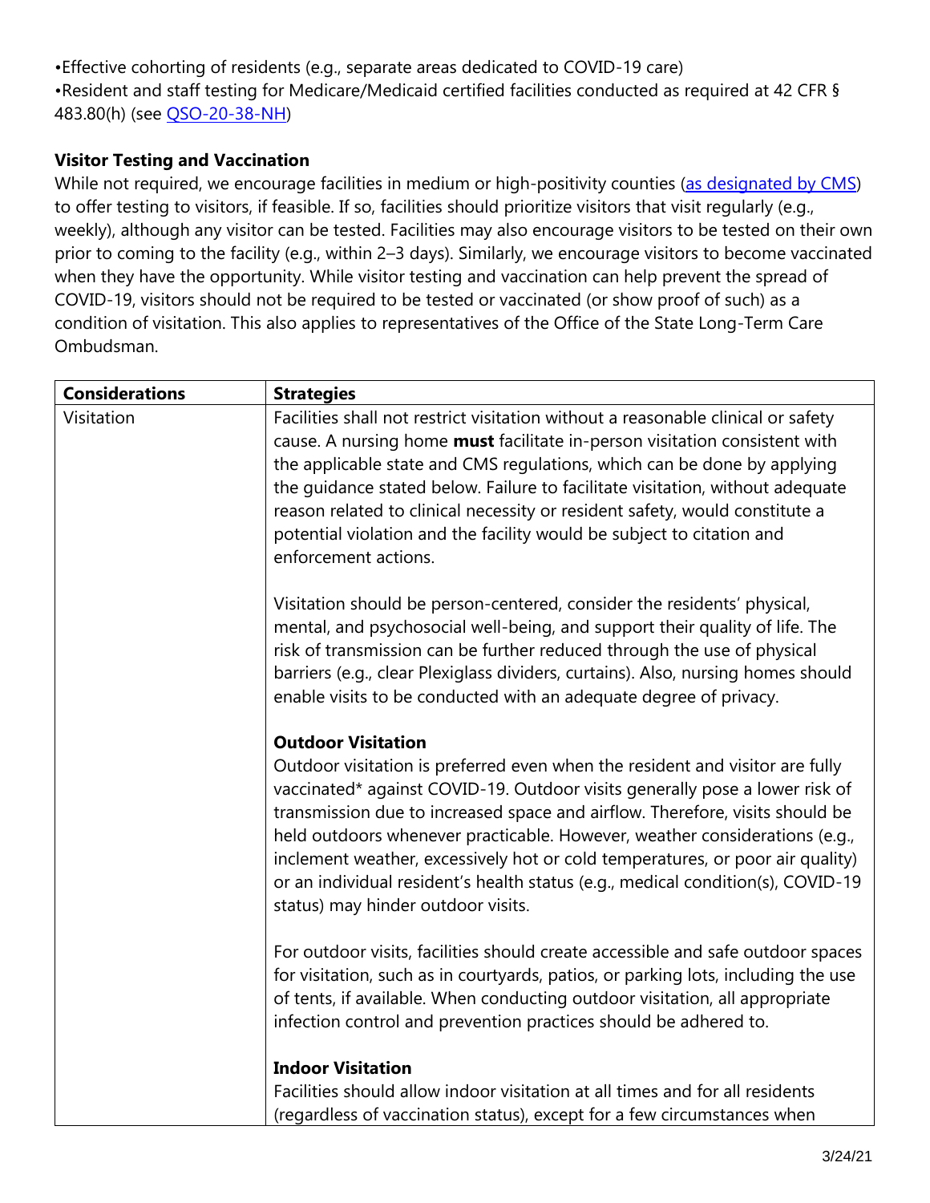•Effective cohorting of residents (e.g., separate areas dedicated to COVID-19 care)
•Resident and staff testing for Medicare/Medicaid certified facilities conducted as required at 42 CFR § 483.80(h) (see QSO-20-38-NH)

**Visitor Testing and Vaccination**

While not required, we encourage facilities in medium or high-positivity counties (as designated by CMS) to offer testing to visitors, if feasible. If so, facilities should prioritize visitors that visit regularly (e.g., weekly), although any visitor can be tested. Facilities may also encourage visitors to be tested on their own prior to coming to the facility (e.g., within 2–3 days). Similarly, we encourage visitors to become vaccinated when they have the opportunity. While visitor testing and vaccination can help prevent the spread of COVID-19, visitors should not be required to be tested or vaccinated (or show proof of such) as a condition of visitation. This also applies to representatives of the Office of the State Long-Term Care Ombudsman.

| **Considerations** | **Strategies** |
|---|---|
| Visitation | Facilities shall not restrict visitation without a reasonable clinical or safety cause. A nursing home **must** facilitate in-person visitation consistent with the applicable state and CMS regulations, which can be done by applying the guidance stated below. Failure to facilitate visitation, without adequate reason related to clinical necessity or resident safety, would constitute a potential violation and the facility would be subject to citation and enforcement actions.<br><br>Visitation should be person-centered, consider the residents' physical, mental, and psychosocial well-being, and support their quality of life. The risk of transmission can be further reduced through the use of physical barriers (e.g., clear Plexiglass dividers, curtains). Also, nursing homes should enable visits to be conducted with an adequate degree of privacy.<br><br>**Outdoor Visitation**<br>Outdoor visitation is preferred even when the resident and visitor are fully vaccinated* against COVID-19. Outdoor visits generally pose a lower risk of transmission due to increased space and airflow. Therefore, visits should be held outdoors whenever practicable. However, weather considerations (e.g., inclement weather, excessively hot or cold temperatures, or poor air quality) or an individual resident's health status (e.g., medical condition(s), COVID-19 status) may hinder outdoor visits.<br><br>For outdoor visits, facilities should create accessible and safe outdoor spaces for visitation, such as in courtyards, patios, or parking lots, including the use of tents, if available. When conducting outdoor visitation, all appropriate infection control and prevention practices should be adhered to.<br><br>**Indoor Visitation**<br>Facilities should allow indoor visitation at all times and for all residents (regardless of vaccination status), except for a few circumstances when |

3/24/21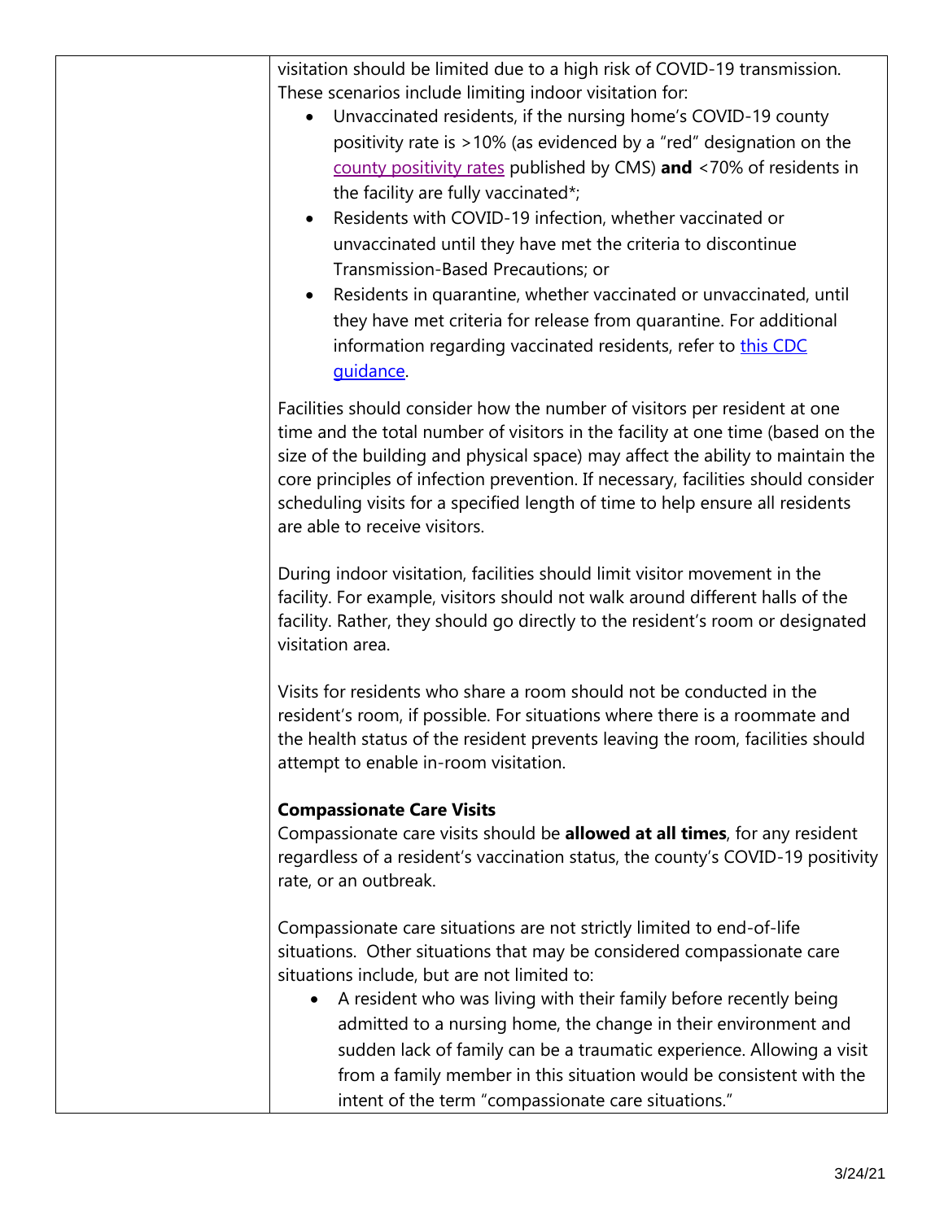visitation should be limited due to a high risk of COVID-19 transmission. These scenarios include limiting indoor visitation for:

- Unvaccinated residents, if the nursing home's COVID-19 county positivity rate is >10% (as evidenced by a "red" designation on the county positivity rates published by CMS) **and** <70% of residents in the facility are fully vaccinated*;
- Residents with COVID-19 infection, whether vaccinated or unvaccinated until they have met the criteria to discontinue Transmission-Based Precautions; or
- Residents in quarantine, whether vaccinated or unvaccinated, until they have met criteria for release from quarantine. For additional information regarding vaccinated residents, refer to this CDC guidance.

Facilities should consider how the number of visitors per resident at one time and the total number of visitors in the facility at one time (based on the size of the building and physical space) may affect the ability to maintain the core principles of infection prevention. If necessary, facilities should consider scheduling visits for a specified length of time to help ensure all residents are able to receive visitors.

During indoor visitation, facilities should limit visitor movement in the facility. For example, visitors should not walk around different halls of the facility. Rather, they should go directly to the resident's room or designated visitation area.

Visits for residents who share a room should not be conducted in the resident's room, if possible. For situations where there is a roommate and the health status of the resident prevents leaving the room, facilities should attempt to enable in-room visitation.

**Compassionate Care Visits**

Compassionate care visits should be **allowed at all times**, for any resident regardless of a resident's vaccination status, the county's COVID-19 positivity rate, or an outbreak.

Compassionate care situations are not strictly limited to end-of-life situations. Other situations that may be considered compassionate care situations include, but are not limited to:

- A resident who was living with their family before recently being admitted to a nursing home, the change in their environment and sudden lack of family can be a traumatic experience. Allowing a visit from a family member in this situation would be consistent with the intent of the term "compassionate care situations."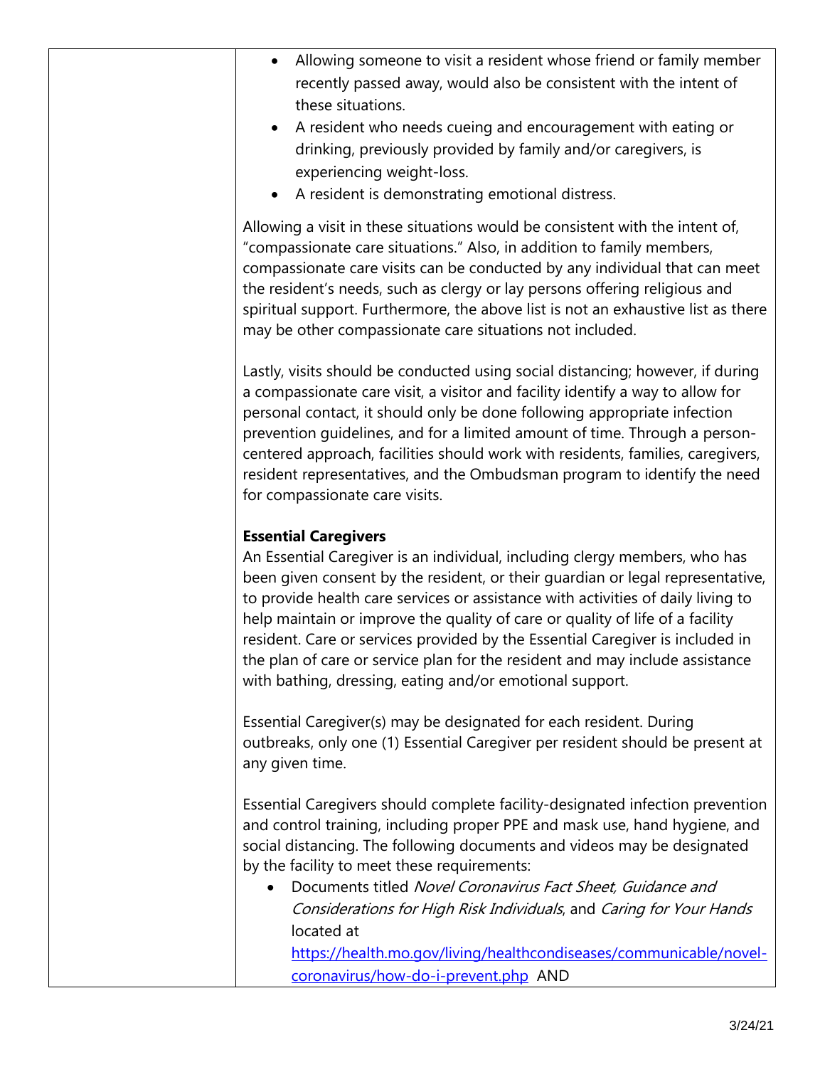- Allowing someone to visit a resident whose friend or family member recently passed away, would also be consistent with the intent of these situations.
- A resident who needs cueing and encouragement with eating or drinking, previously provided by family and/or caregivers, is experiencing weight-loss.
- A resident is demonstrating emotional distress.

Allowing a visit in these situations would be consistent with the intent of, "compassionate care situations." Also, in addition to family members, compassionate care visits can be conducted by any individual that can meet the resident's needs, such as clergy or lay persons offering religious and spiritual support. Furthermore, the above list is not an exhaustive list as there may be other compassionate care situations not included.

Lastly, visits should be conducted using social distancing; however, if during a compassionate care visit, a visitor and facility identify a way to allow for personal contact, it should only be done following appropriate infection prevention guidelines, and for a limited amount of time. Through a person-centered approach, facilities should work with residents, families, caregivers, resident representatives, and the Ombudsman program to identify the need for compassionate care visits.

**Essential Caregivers**

An Essential Caregiver is an individual, including clergy members, who has been given consent by the resident, or their guardian or legal representative, to provide health care services or assistance with activities of daily living to help maintain or improve the quality of care or quality of life of a facility resident. Care or services provided by the Essential Caregiver is included in the plan of care or service plan for the resident and may include assistance with bathing, dressing, eating and/or emotional support.

Essential Caregiver(s) may be designated for each resident. During outbreaks, only one (1) Essential Caregiver per resident should be present at any given time.

Essential Caregivers should complete facility-designated infection prevention and control training, including proper PPE and mask use, hand hygiene, and social distancing. The following documents and videos may be designated by the facility to meet these requirements:

- Documents titled *Novel Coronavirus Fact Sheet, Guidance and Considerations for High Risk Individuals*, and *Caring for Your Hands* located at https://health.mo.gov/living/healthcondiseases/communicable/novel-coronavirus/how-do-i-prevent.php AND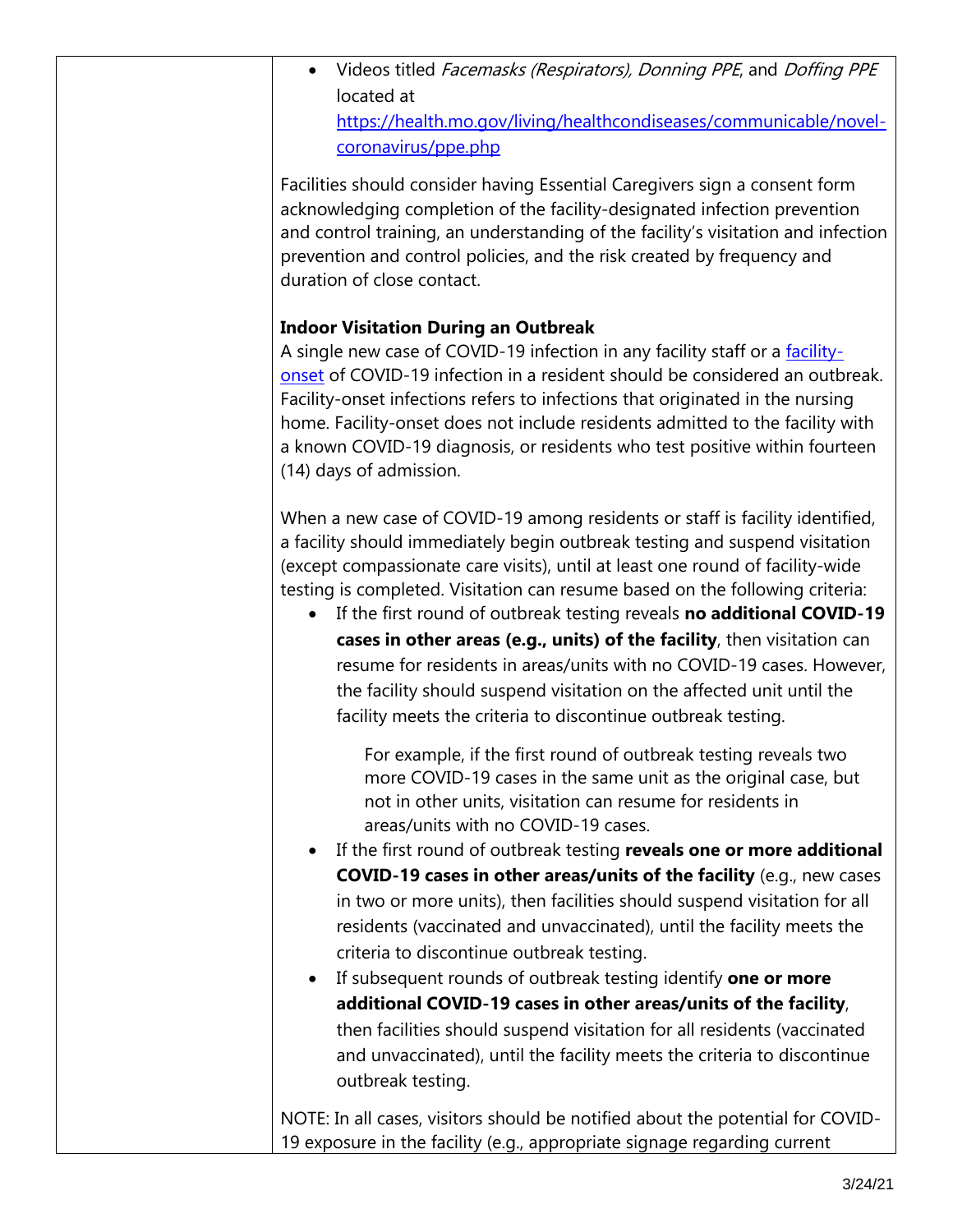- Videos titled *Facemasks (Respirators), Donning PPE*, and *Doffing PPE* located at https://health.mo.gov/living/healthcondiseases/communicable/novel-coronavirus/ppe.php

Facilities should consider having Essential Caregivers sign a consent form acknowledging completion of the facility-designated infection prevention and control training, an understanding of the facility's visitation and infection prevention and control policies, and the risk created by frequency and duration of close contact.

**Indoor Visitation During an Outbreak**

A single new case of COVID-19 infection in any facility staff or a facility-onset of COVID-19 infection in a resident should be considered an outbreak. Facility-onset infections refers to infections that originated in the nursing home. Facility-onset does not include residents admitted to the facility with a known COVID-19 diagnosis, or residents who test positive within fourteen (14) days of admission.

When a new case of COVID-19 among residents or staff is facility identified, a facility should immediately begin outbreak testing and suspend visitation (except compassionate care visits), until at least one round of facility-wide testing is completed. Visitation can resume based on the following criteria:

- If the first round of outbreak testing reveals **no additional COVID-19 cases in other areas (e.g., units) of the facility**, then visitation can resume for residents in areas/units with no COVID-19 cases. However, the facility should suspend visitation on the affected unit until the facility meets the criteria to discontinue outbreak testing.

  For example, if the first round of outbreak testing reveals two more COVID-19 cases in the same unit as the original case, but not in other units, visitation can resume for residents in areas/units with no COVID-19 cases.

- If the first round of outbreak testing **reveals one or more additional COVID-19 cases in other areas/units of the facility** (e.g., new cases in two or more units), then facilities should suspend visitation for all residents (vaccinated and unvaccinated), until the facility meets the criteria to discontinue outbreak testing.
- If subsequent rounds of outbreak testing identify **one or more additional COVID-19 cases in other areas/units of the facility**, then facilities should suspend visitation for all residents (vaccinated and unvaccinated), until the facility meets the criteria to discontinue outbreak testing.

NOTE: In all cases, visitors should be notified about the potential for COVID-19 exposure in the facility (e.g., appropriate signage regarding current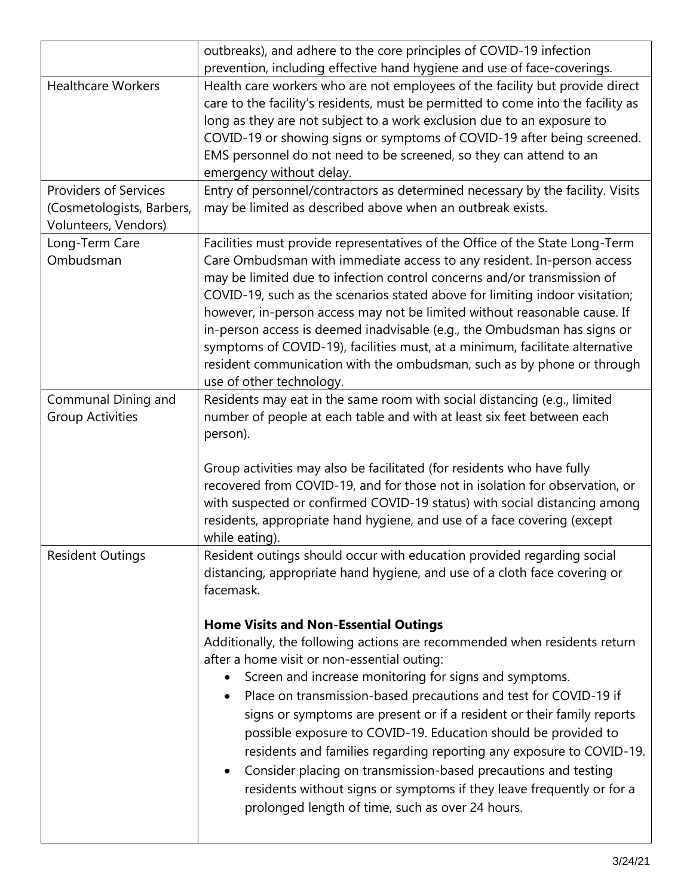|  |  |
| --- | --- |
|  | outbreaks), and adhere to the core principles of COVID-19 infection prevention, including effective hand hygiene and use of face-coverings. |
| Healthcare Workers | Health care workers who are not employees of the facility but provide direct care to the facility's residents, must be permitted to come into the facility as long as they are not subject to a work exclusion due to an exposure to COVID-19 or showing signs or symptoms of COVID-19 after being screened. EMS personnel do not need to be screened, so they can attend to an emergency without delay. |
| Providers of Services (Cosmetologists, Barbers, Volunteers, Vendors) | Entry of personnel/contractors as determined necessary by the facility. Visits may be limited as described above when an outbreak exists. |
| Long-Term Care Ombudsman | Facilities must provide representatives of the Office of the State Long-Term Care Ombudsman with immediate access to any resident. In-person access may be limited due to infection control concerns and/or transmission of COVID-19, such as the scenarios stated above for limiting indoor visitation; however, in-person access may not be limited without reasonable cause. If in-person access is deemed inadvisable (e.g., the Ombudsman has signs or symptoms of COVID-19), facilities must, at a minimum, facilitate alternative resident communication with the ombudsman, such as by phone or through use of other technology. |
| Communal Dining and Group Activities | Residents may eat in the same room with social distancing (e.g., limited number of people at each table and with at least six feet between each person).<br><br>Group activities may also be facilitated (for residents who have fully recovered from COVID-19, and for those not in isolation for observation, or with suspected or confirmed COVID-19 status) with social distancing among residents, appropriate hand hygiene, and use of a face covering (except while eating). |
| Resident Outings | Resident outings should occur with education provided regarding social distancing, appropriate hand hygiene, and use of a cloth face covering or facemask.<br><br>**Home Visits and Non-Essential Outings**<br>Additionally, the following actions are recommended when residents return after a home visit or non-essential outing:<br>• Screen and increase monitoring for signs and symptoms.<br>• Place on transmission-based precautions and test for COVID-19 if signs or symptoms are present or if a resident or their family reports possible exposure to COVID-19. Education should be provided to residents and families regarding reporting any exposure to COVID-19.<br>• Consider placing on transmission-based precautions and testing residents without signs or symptoms if they leave frequently or for a prolonged length of time, such as over 24 hours. |

3/24/21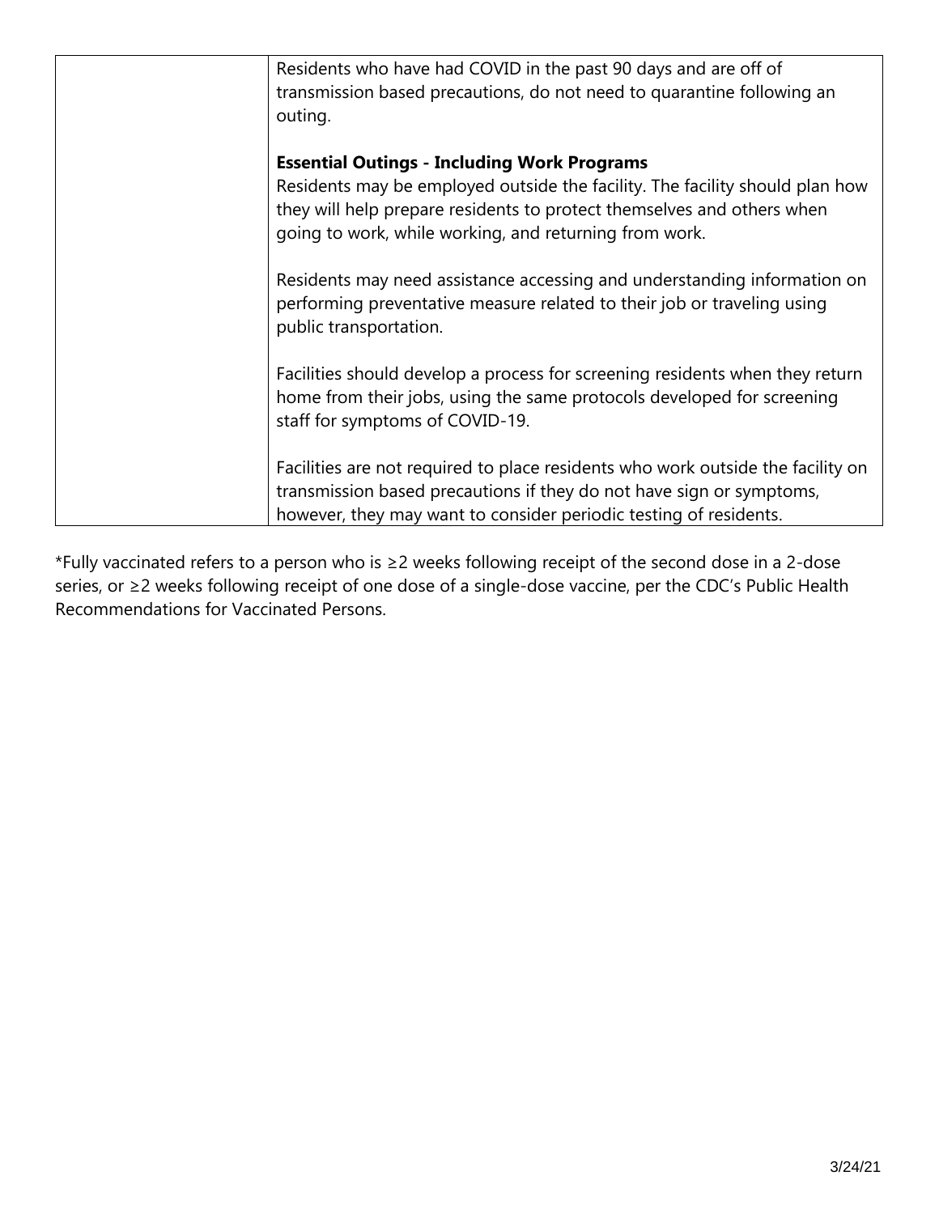| | |
|---|---|
| | Residents who have had COVID in the past 90 days and are off of transmission based precautions, do not need to quarantine following an outing.<br><br>**Essential Outings - Including Work Programs**<br>Residents may be employed outside the facility. The facility should plan how they will help prepare residents to protect themselves and others when going to work, while working, and returning from work.<br><br>Residents may need assistance accessing and understanding information on performing preventative measure related to their job or traveling using public transportation.<br><br>Facilities should develop a process for screening residents when they return home from their jobs, using the same protocols developed for screening staff for symptoms of COVID-19.<br><br>Facilities are not required to place residents who work outside the facility on transmission based precautions if they do not have sign or symptoms, however, they may want to consider periodic testing of residents. |

*Fully vaccinated refers to a person who is ≥2 weeks following receipt of the second dose in a 2-dose series, or ≥2 weeks following receipt of one dose of a single-dose vaccine, per the CDC's Public Health Recommendations for Vaccinated Persons.

3/24/21